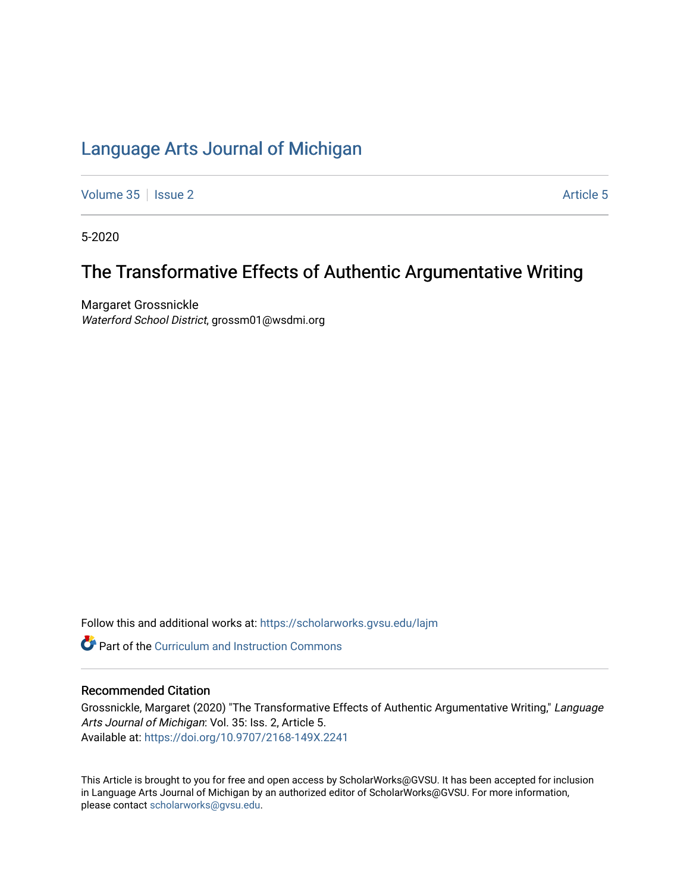# Language Arts Journal of Michigan

Volume 35 | Issue 2 Article 5

5-2020

## The Transformative Effects of Authentic Argumentative Writing

Margaret Grossnickle
*Waterford School District*, grossm01@wsdmi.org

Follow this and additional works at: https://scholarworks.gvsu.edu/lajm

Part of the Curriculum and Instruction Commons

### Recommended Citation

Grossnickle, Margaret (2020) "The Transformative Effects of Authentic Argumentative Writing," *Language Arts Journal of Michigan*: Vol. 35: Iss. 2, Article 5.
Available at: https://doi.org/10.9707/2168-149X.2241

This Article is brought to you for free and open access by ScholarWorks@GVSU. It has been accepted for inclusion in Language Arts Journal of Michigan by an authorized editor of ScholarWorks@GVSU. For more information, please contact scholarworks@gvsu.edu.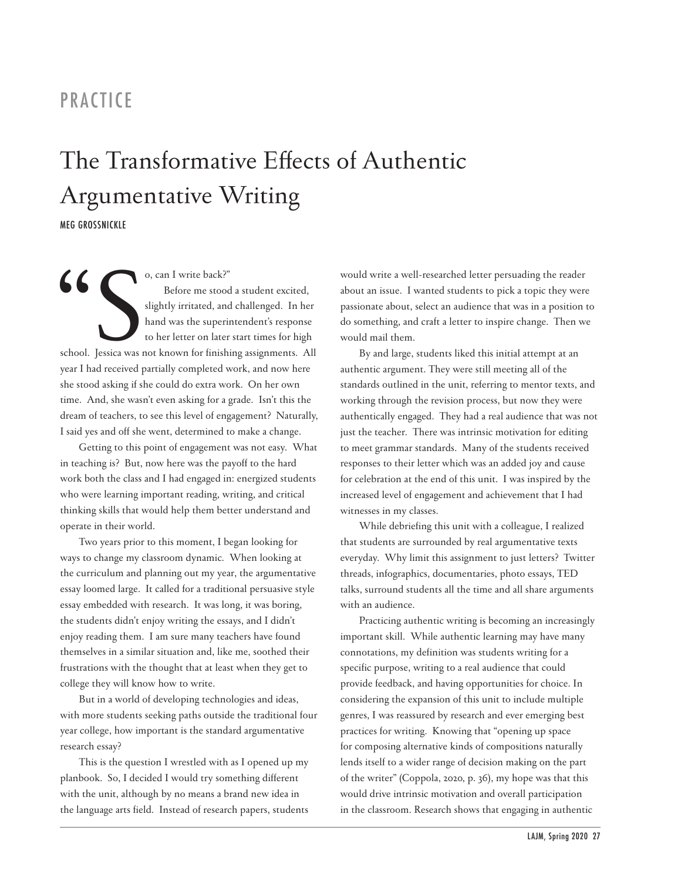PRACTICE

# The Transformative Effects of Authentic Argumentative Writing

MEG GROSSNICKLE

"So, can I write back?"

Before me stood a student excited, slightly irritated, and challenged. In her hand was the superintendent's response to her letter on later start times for high school. Jessica was not known for finishing assignments. All year I had received partially completed work, and now here she stood asking if she could do extra work. On her own time. And, she wasn't even asking for a grade. Isn't this the dream of teachers, to see this level of engagement? Naturally, I said yes and off she went, determined to make a change.

Getting to this point of engagement was not easy. What in teaching is? But, now here was the payoff to the hard work both the class and I had engaged in: energized students who were learning important reading, writing, and critical thinking skills that would help them better understand and operate in their world.

Two years prior to this moment, I began looking for ways to change my classroom dynamic. When looking at the curriculum and planning out my year, the argumentative essay loomed large. It called for a traditional persuasive style essay embedded with research. It was long, it was boring, the students didn't enjoy writing the essays, and I didn't enjoy reading them. I am sure many teachers have found themselves in a similar situation and, like me, soothed their frustrations with the thought that at least when they get to college they will know how to write.

But in a world of developing technologies and ideas, with more students seeking paths outside the traditional four year college, how important is the standard argumentative research essay?

This is the question I wrestled with as I opened up my planbook. So, I decided I would try something different with the unit, although by no means a brand new idea in the language arts field. Instead of research papers, students would write a well-researched letter persuading the reader about an issue. I wanted students to pick a topic they were passionate about, select an audience that was in a position to do something, and craft a letter to inspire change. Then we would mail them.

By and large, students liked this initial attempt at an authentic argument. They were still meeting all of the standards outlined in the unit, referring to mentor texts, and working through the revision process, but now they were authentically engaged. They had a real audience that was not just the teacher. There was intrinsic motivation for editing to meet grammar standards. Many of the students received responses to their letter which was an added joy and cause for celebration at the end of this unit. I was inspired by the increased level of engagement and achievement that I had witnesses in my classes.

While debriefing this unit with a colleague, I realized that students are surrounded by real argumentative texts everyday. Why limit this assignment to just letters? Twitter threads, infographics, documentaries, photo essays, TED talks, surround students all the time and all share arguments with an audience.

Practicing authentic writing is becoming an increasingly important skill. While authentic learning may have many connotations, my definition was students writing for a specific purpose, writing to a real audience that could provide feedback, and having opportunities for choice. In considering the expansion of this unit to include multiple genres, I was reassured by research and ever emerging best practices for writing. Knowing that "opening up space for composing alternative kinds of compositions naturally lends itself to a wider range of decision making on the part of the writer" (Coppola, 2020, p. 36), my hope was that this would drive intrinsic motivation and overall participation in the classroom. Research shows that engaging in authentic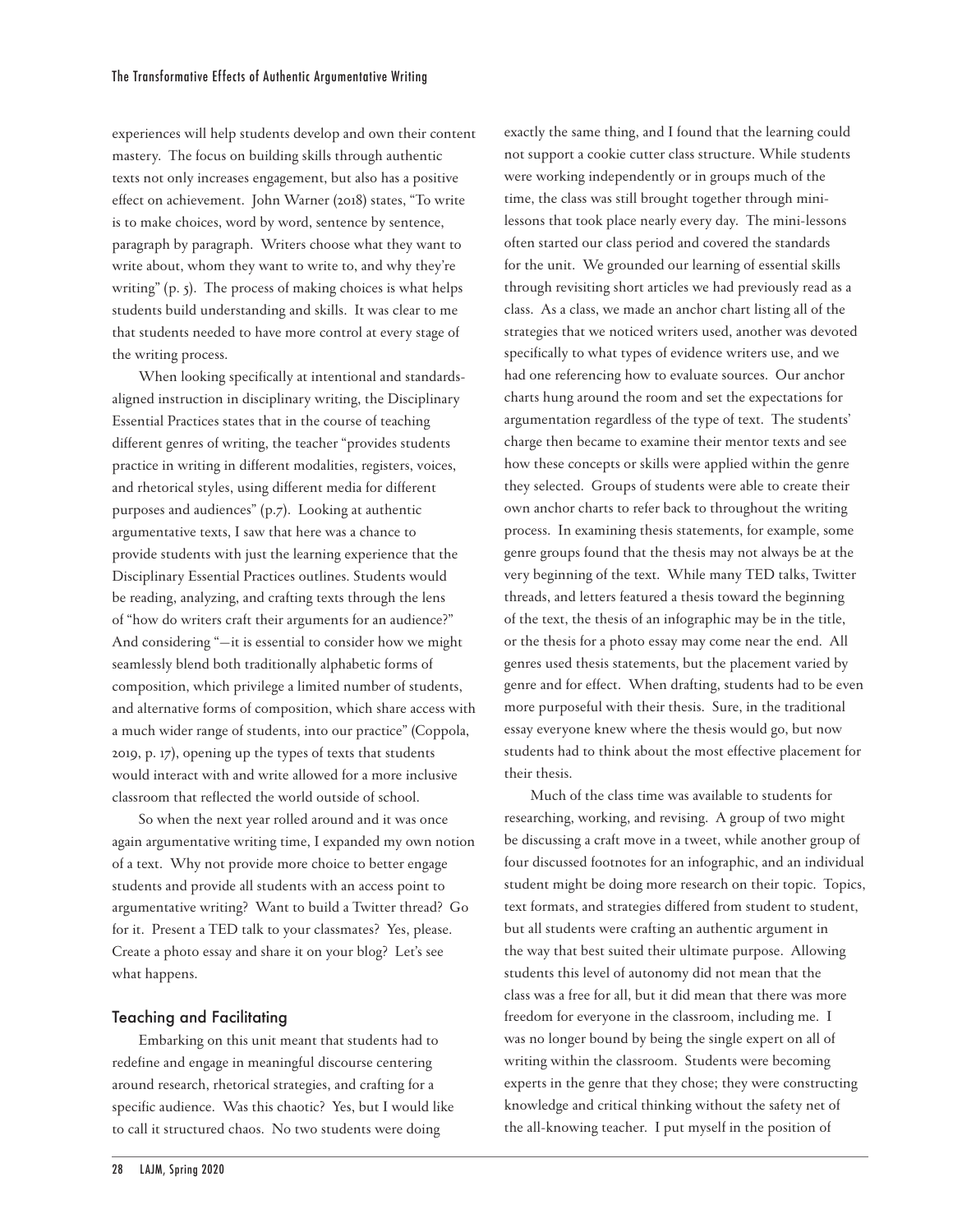experiences will help students develop and own their content mastery. The focus on building skills through authentic texts not only increases engagement, but also has a positive effect on achievement. John Warner (2018) states, "To write is to make choices, word by word, sentence by sentence, paragraph by paragraph. Writers choose what they want to write about, whom they want to write to, and why they're writing" (p. 5). The process of making choices is what helps students build understanding and skills. It was clear to me that students needed to have more control at every stage of the writing process.

When looking specifically at intentional and standards-aligned instruction in disciplinary writing, the Disciplinary Essential Practices states that in the course of teaching different genres of writing, the teacher "provides students practice in writing in different modalities, registers, voices, and rhetorical styles, using different media for different purposes and audiences" (p.7). Looking at authentic argumentative texts, I saw that here was a chance to provide students with just the learning experience that the Disciplinary Essential Practices outlines. Students would be reading, analyzing, and crafting texts through the lens of "how do writers craft their arguments for an audience?" And considering "—it is essential to consider how we might seamlessly blend both traditionally alphabetic forms of composition, which privilege a limited number of students, and alternative forms of composition, which share access with a much wider range of students, into our practice" (Coppola, 2019, p. 17), opening up the types of texts that students would interact with and write allowed for a more inclusive classroom that reflected the world outside of school.

So when the next year rolled around and it was once again argumentative writing time, I expanded my own notion of a text. Why not provide more choice to better engage students and provide all students with an access point to argumentative writing? Want to build a Twitter thread? Go for it. Present a TED talk to your classmates? Yes, please. Create a photo essay and share it on your blog? Let's see what happens.

## Teaching and Facilitating

Embarking on this unit meant that students had to redefine and engage in meaningful discourse centering around research, rhetorical strategies, and crafting for a specific audience. Was this chaotic? Yes, but I would like to call it structured chaos. No two students were doing exactly the same thing, and I found that the learning could not support a cookie cutter class structure. While students were working independently or in groups much of the time, the class was still brought together through mini-lessons that took place nearly every day. The mini-lessons often started our class period and covered the standards for the unit. We grounded our learning of essential skills through revisiting short articles we had previously read as a class. As a class, we made an anchor chart listing all of the strategies that we noticed writers used, another was devoted specifically to what types of evidence writers use, and we had one referencing how to evaluate sources. Our anchor charts hung around the room and set the expectations for argumentation regardless of the type of text. The students' charge then became to examine their mentor texts and see how these concepts or skills were applied within the genre they selected. Groups of students were able to create their own anchor charts to refer back to throughout the writing process. In examining thesis statements, for example, some genre groups found that the thesis may not always be at the very beginning of the text. While many TED talks, Twitter threads, and letters featured a thesis toward the beginning of the text, the thesis of an infographic may be in the title, or the thesis for a photo essay may come near the end. All genres used thesis statements, but the placement varied by genre and for effect. When drafting, students had to be even more purposeful with their thesis. Sure, in the traditional essay everyone knew where the thesis would go, but now students had to think about the most effective placement for their thesis.

Much of the class time was available to students for researching, working, and revising. A group of two might be discussing a craft move in a tweet, while another group of four discussed footnotes for an infographic, and an individual student might be doing more research on their topic. Topics, text formats, and strategies differed from student to student, but all students were crafting an authentic argument in the way that best suited their ultimate purpose. Allowing students this level of autonomy did not mean that the class was a free for all, but it did mean that there was more freedom for everyone in the classroom, including me. I was no longer bound by being the single expert on all of writing within the classroom. Students were becoming experts in the genre that they chose; they were constructing knowledge and critical thinking without the safety net of the all-knowing teacher. I put myself in the position of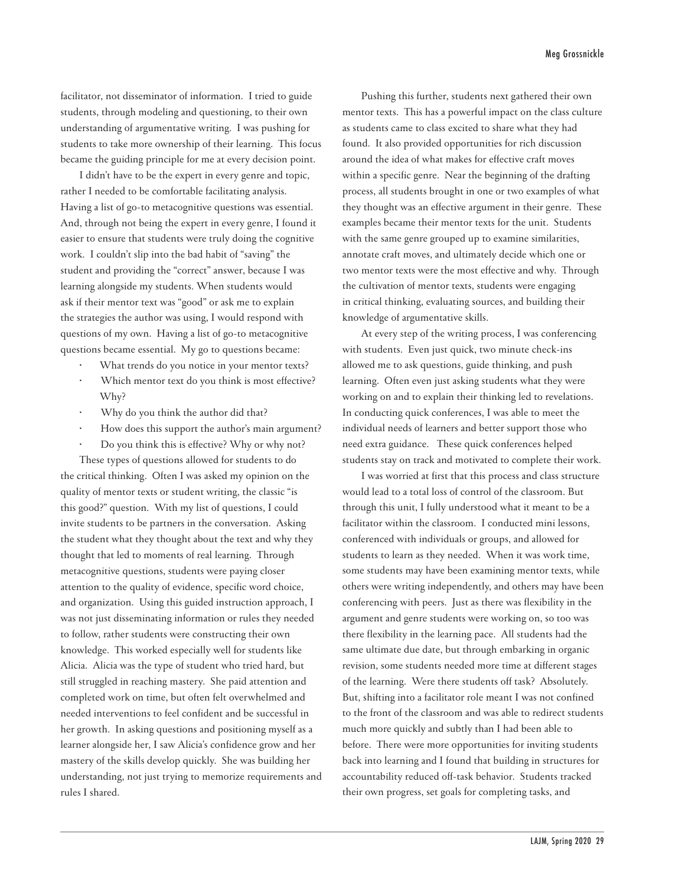facilitator, not disseminator of information. I tried to guide students, through modeling and questioning, to their own understanding of argumentative writing. I was pushing for students to take more ownership of their learning. This focus became the guiding principle for me at every decision point.

I didn't have to be the expert in every genre and topic, rather I needed to be comfortable facilitating analysis. Having a list of go-to metacognitive questions was essential. And, through not being the expert in every genre, I found it easier to ensure that students were truly doing the cognitive work. I couldn't slip into the bad habit of "saving" the student and providing the "correct" answer, because I was learning alongside my students. When students would ask if their mentor text was "good" or ask me to explain the strategies the author was using, I would respond with questions of my own. Having a list of go-to metacognitive questions became essential. My go to questions became:

- What trends do you notice in your mentor texts?
- Which mentor text do you think is most effective? Why?
- Why do you think the author did that?
- How does this support the author's main argument?
- Do you think this is effective? Why or why not?

These types of questions allowed for students to do the critical thinking. Often I was asked my opinion on the quality of mentor texts or student writing, the classic "is this good?" question. With my list of questions, I could invite students to be partners in the conversation. Asking the student what they thought about the text and why they thought that led to moments of real learning. Through metacognitive questions, students were paying closer attention to the quality of evidence, specific word choice, and organization. Using this guided instruction approach, I was not just disseminating information or rules they needed to follow, rather students were constructing their own knowledge. This worked especially well for students like Alicia. Alicia was the type of student who tried hard, but still struggled in reaching mastery. She paid attention and completed work on time, but often felt overwhelmed and needed interventions to feel confident and be successful in her growth. In asking questions and positioning myself as a learner alongside her, I saw Alicia's confidence grow and her mastery of the skills develop quickly. She was building her understanding, not just trying to memorize requirements and rules I shared.

Pushing this further, students next gathered their own mentor texts. This has a powerful impact on the class culture as students came to class excited to share what they had found. It also provided opportunities for rich discussion around the idea of what makes for effective craft moves within a specific genre. Near the beginning of the drafting process, all students brought in one or two examples of what they thought was an effective argument in their genre. These examples became their mentor texts for the unit. Students with the same genre grouped up to examine similarities, annotate craft moves, and ultimately decide which one or two mentor texts were the most effective and why. Through the cultivation of mentor texts, students were engaging in critical thinking, evaluating sources, and building their knowledge of argumentative skills.

At every step of the writing process, I was conferencing with students. Even just quick, two minute check-ins allowed me to ask questions, guide thinking, and push learning. Often even just asking students what they were working on and to explain their thinking led to revelations. In conducting quick conferences, I was able to meet the individual needs of learners and better support those who need extra guidance. These quick conferences helped students stay on track and motivated to complete their work.

I was worried at first that this process and class structure would lead to a total loss of control of the classroom. But through this unit, I fully understood what it meant to be a facilitator within the classroom. I conducted mini lessons, conferenced with individuals or groups, and allowed for students to learn as they needed. When it was work time, some students may have been examining mentor texts, while others were writing independently, and others may have been conferencing with peers. Just as there was flexibility in the argument and genre students were working on, so too was there flexibility in the learning pace. All students had the same ultimate due date, but through embarking in organic revision, some students needed more time at different stages of the learning. Were there students off task? Absolutely. But, shifting into a facilitator role meant I was not confined to the front of the classroom and was able to redirect students much more quickly and subtly than I had been able to before. There were more opportunities for inviting students back into learning and I found that building in structures for accountability reduced off-task behavior. Students tracked their own progress, set goals for completing tasks, and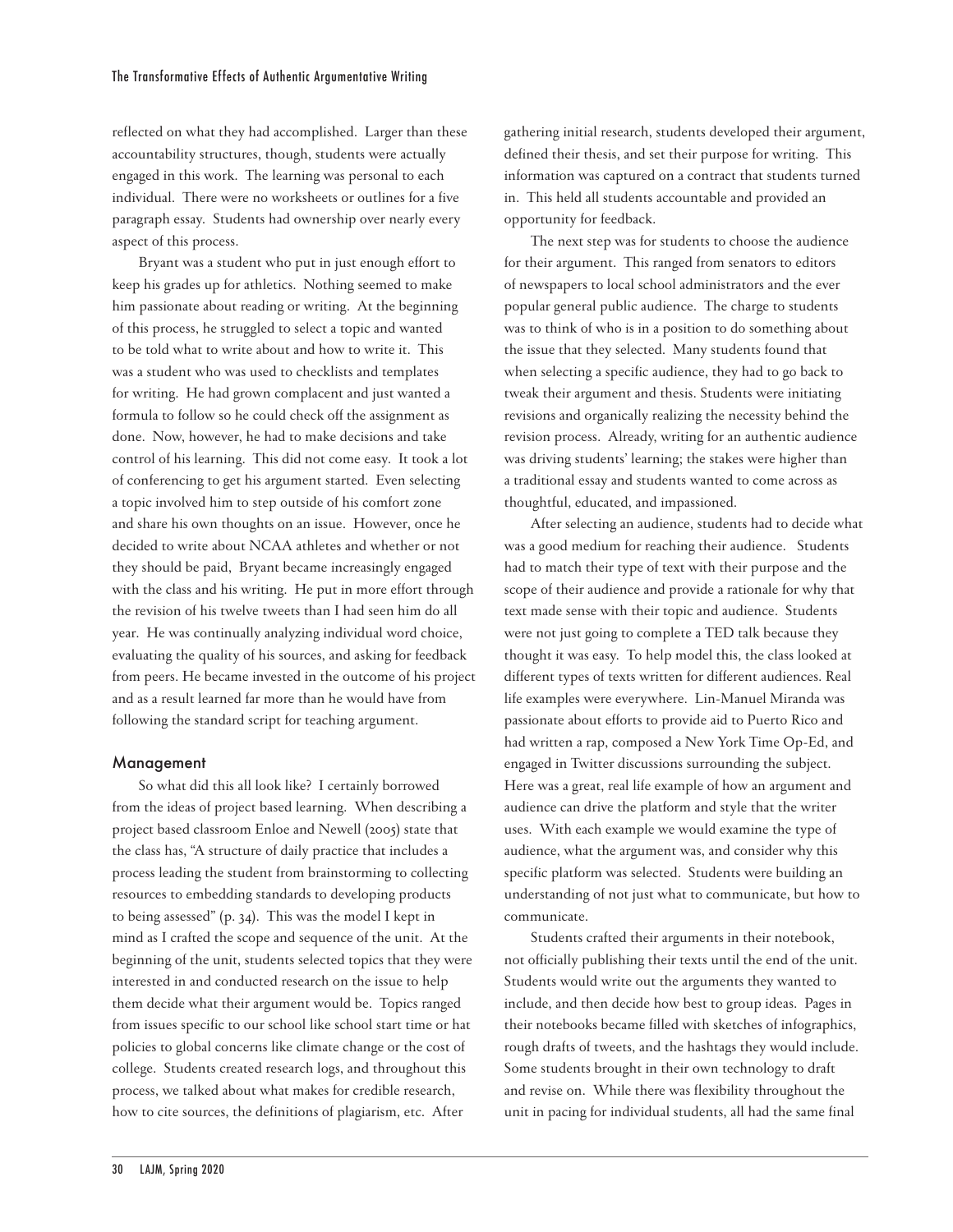reflected on what they had accomplished. Larger than these accountability structures, though, students were actually engaged in this work. The learning was personal to each individual. There were no worksheets or outlines for a five paragraph essay. Students had ownership over nearly every aspect of this process.

Bryant was a student who put in just enough effort to keep his grades up for athletics. Nothing seemed to make him passionate about reading or writing. At the beginning of this process, he struggled to select a topic and wanted to be told what to write about and how to write it. This was a student who was used to checklists and templates for writing. He had grown complacent and just wanted a formula to follow so he could check off the assignment as done. Now, however, he had to make decisions and take control of his learning. This did not come easy. It took a lot of conferencing to get his argument started. Even selecting a topic involved him to step outside of his comfort zone and share his own thoughts on an issue. However, once he decided to write about NCAA athletes and whether or not they should be paid, Bryant became increasingly engaged with the class and his writing. He put in more effort through the revision of his twelve tweets than I had seen him do all year. He was continually analyzing individual word choice, evaluating the quality of his sources, and asking for feedback from peers. He became invested in the outcome of his project and as a result learned far more than he would have from following the standard script for teaching argument.

### Management

So what did this all look like? I certainly borrowed from the ideas of project based learning. When describing a project based classroom Enloe and Newell (2005) state that the class has, "A structure of daily practice that includes a process leading the student from brainstorming to collecting resources to embedding standards to developing products to being assessed" (p. 34). This was the model I kept in mind as I crafted the scope and sequence of the unit. At the beginning of the unit, students selected topics that they were interested in and conducted research on the issue to help them decide what their argument would be. Topics ranged from issues specific to our school like school start time or hat policies to global concerns like climate change or the cost of college. Students created research logs, and throughout this process, we talked about what makes for credible research, how to cite sources, the definitions of plagiarism, etc. After gathering initial research, students developed their argument, defined their thesis, and set their purpose for writing. This information was captured on a contract that students turned in. This held all students accountable and provided an opportunity for feedback.

The next step was for students to choose the audience for their argument. This ranged from senators to editors of newspapers to local school administrators and the ever popular general public audience. The charge to students was to think of who is in a position to do something about the issue that they selected. Many students found that when selecting a specific audience, they had to go back to tweak their argument and thesis. Students were initiating revisions and organically realizing the necessity behind the revision process. Already, writing for an authentic audience was driving students' learning; the stakes were higher than a traditional essay and students wanted to come across as thoughtful, educated, and impassioned.

After selecting an audience, students had to decide what was a good medium for reaching their audience. Students had to match their type of text with their purpose and the scope of their audience and provide a rationale for why that text made sense with their topic and audience. Students were not just going to complete a TED talk because they thought it was easy. To help model this, the class looked at different types of texts written for different audiences. Real life examples were everywhere. Lin-Manuel Miranda was passionate about efforts to provide aid to Puerto Rico and had written a rap, composed a New York Time Op-Ed, and engaged in Twitter discussions surrounding the subject. Here was a great, real life example of how an argument and audience can drive the platform and style that the writer uses. With each example we would examine the type of audience, what the argument was, and consider why this specific platform was selected. Students were building an understanding of not just what to communicate, but how to communicate.

Students crafted their arguments in their notebook, not officially publishing their texts until the end of the unit. Students would write out the arguments they wanted to include, and then decide how best to group ideas. Pages in their notebooks became filled with sketches of infographics, rough drafts of tweets, and the hashtags they would include. Some students brought in their own technology to draft and revise on. While there was flexibility throughout the unit in pacing for individual students, all had the same final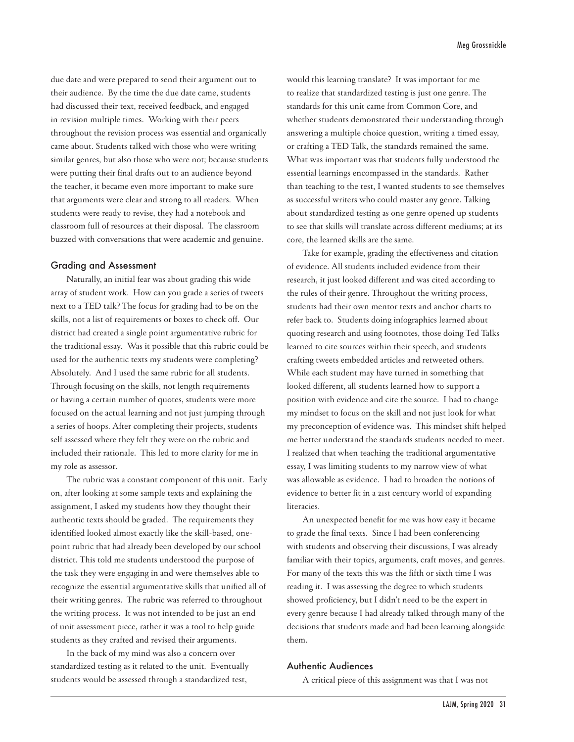due date and were prepared to send their argument out to their audience. By the time the due date came, students had discussed their text, received feedback, and engaged in revision multiple times. Working with their peers throughout the revision process was essential and organically came about. Students talked with those who were writing similar genres, but also those who were not; because students were putting their final drafts out to an audience beyond the teacher, it became even more important to make sure that arguments were clear and strong to all readers. When students were ready to revise, they had a notebook and classroom full of resources at their disposal. The classroom buzzed with conversations that were academic and genuine.

## Grading and Assessment

Naturally, an initial fear was about grading this wide array of student work. How can you grade a series of tweets next to a TED talk? The focus for grading had to be on the skills, not a list of requirements or boxes to check off. Our district had created a single point argumentative rubric for the traditional essay. Was it possible that this rubric could be used for the authentic texts my students were completing? Absolutely. And I used the same rubric for all students. Through focusing on the skills, not length requirements or having a certain number of quotes, students were more focused on the actual learning and not just jumping through a series of hoops. After completing their projects, students self assessed where they felt they were on the rubric and included their rationale. This led to more clarity for me in my role as assessor.

The rubric was a constant component of this unit. Early on, after looking at some sample texts and explaining the assignment, I asked my students how they thought their authentic texts should be graded. The requirements they identified looked almost exactly like the skill-based, one-point rubric that had already been developed by our school district. This told me students understood the purpose of the task they were engaging in and were themselves able to recognize the essential argumentative skills that unified all of their writing genres. The rubric was referred to throughout the writing process. It was not intended to be just an end of unit assessment piece, rather it was a tool to help guide students as they crafted and revised their arguments.

In the back of my mind was also a concern over standardized testing as it related to the unit. Eventually students would be assessed through a standardized test, would this learning translate? It was important for me to realize that standardized testing is just one genre. The standards for this unit came from Common Core, and whether students demonstrated their understanding through answering a multiple choice question, writing a timed essay, or crafting a TED Talk, the standards remained the same. What was important was that students fully understood the essential learnings encompassed in the standards. Rather than teaching to the test, I wanted students to see themselves as successful writers who could master any genre. Talking about standardized testing as one genre opened up students to see that skills will translate across different mediums; at its core, the learned skills are the same.

Take for example, grading the effectiveness and citation of evidence. All students included evidence from their research, it just looked different and was cited according to the rules of their genre. Throughout the writing process, students had their own mentor texts and anchor charts to refer back to. Students doing infographics learned about quoting research and using footnotes, those doing Ted Talks learned to cite sources within their speech, and students crafting tweets embedded articles and retweeted others. While each student may have turned in something that looked different, all students learned how to support a position with evidence and cite the source. I had to change my mindset to focus on the skill and not just look for what my preconception of evidence was. This mindset shift helped me better understand the standards students needed to meet. I realized that when teaching the traditional argumentative essay, I was limiting students to my narrow view of what was allowable as evidence. I had to broaden the notions of evidence to better fit in a 21st century world of expanding literacies.

An unexpected benefit for me was how easy it became to grade the final texts. Since I had been conferencing with students and observing their discussions, I was already familiar with their topics, arguments, craft moves, and genres. For many of the texts this was the fifth or sixth time I was reading it. I was assessing the degree to which students showed proficiency, but I didn't need to be the expert in every genre because I had already talked through many of the decisions that students made and had been learning alongside them.

## Authentic Audiences

A critical piece of this assignment was that I was not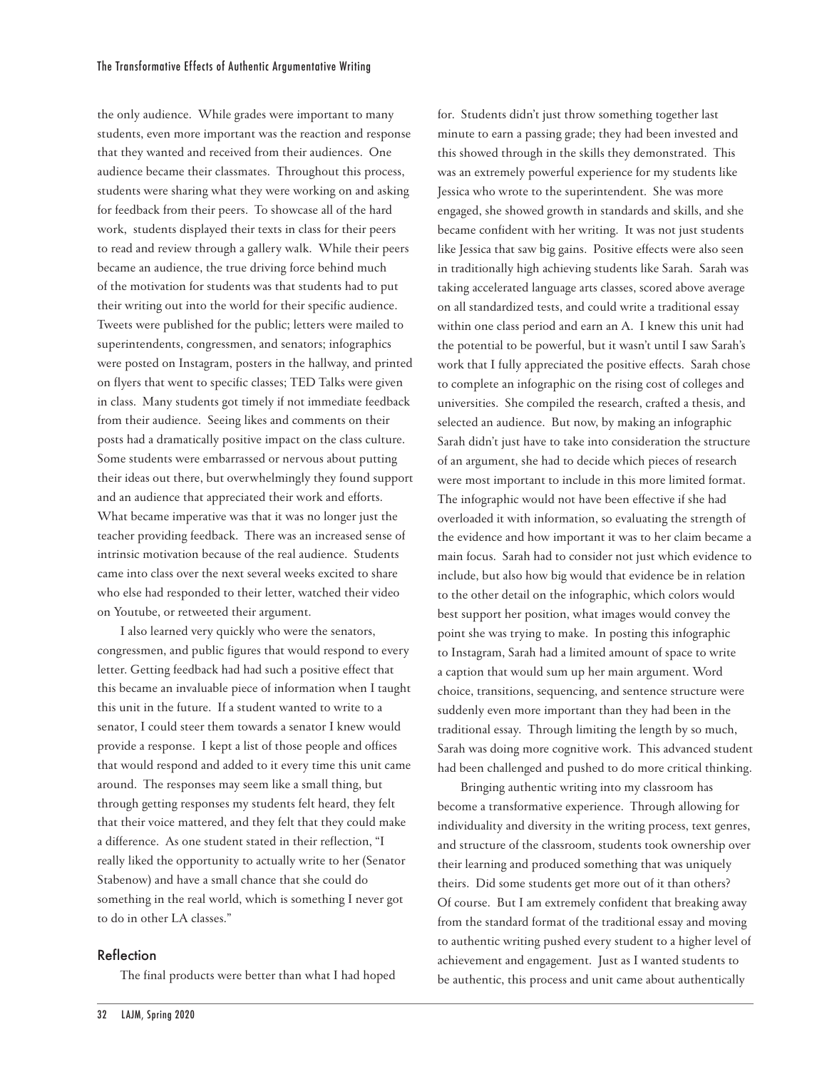the only audience. While grades were important to many students, even more important was the reaction and response that they wanted and received from their audiences. One audience became their classmates. Throughout this process, students were sharing what they were working on and asking for feedback from their peers. To showcase all of the hard work, students displayed their texts in class for their peers to read and review through a gallery walk. While their peers became an audience, the true driving force behind much of the motivation for students was that students had to put their writing out into the world for their specific audience. Tweets were published for the public; letters were mailed to superintendents, congressmen, and senators; infographics were posted on Instagram, posters in the hallway, and printed on flyers that went to specific classes; TED Talks were given in class. Many students got timely if not immediate feedback from their audience. Seeing likes and comments on their posts had a dramatically positive impact on the class culture. Some students were embarrassed or nervous about putting their ideas out there, but overwhelmingly they found support and an audience that appreciated their work and efforts. What became imperative was that it was no longer just the teacher providing feedback. There was an increased sense of intrinsic motivation because of the real audience. Students came into class over the next several weeks excited to share who else had responded to their letter, watched their video on Youtube, or retweeted their argument.

I also learned very quickly who were the senators, congressmen, and public figures that would respond to every letter. Getting feedback had had such a positive effect that this became an invaluable piece of information when I taught this unit in the future. If a student wanted to write to a senator, I could steer them towards a senator I knew would provide a response. I kept a list of those people and offices that would respond and added to it every time this unit came around. The responses may seem like a small thing, but through getting responses my students felt heard, they felt that their voice mattered, and they felt that they could make a difference. As one student stated in their reflection, "I really liked the opportunity to actually write to her (Senator Stabenow) and have a small chance that she could do something in the real world, which is something I never got to do in other LA classes."

## Reflection

The final products were better than what I had hoped for. Students didn't just throw something together last minute to earn a passing grade; they had been invested and this showed through in the skills they demonstrated. This was an extremely powerful experience for my students like Jessica who wrote to the superintendent. She was more engaged, she showed growth in standards and skills, and she became confident with her writing. It was not just students like Jessica that saw big gains. Positive effects were also seen in traditionally high achieving students like Sarah. Sarah was taking accelerated language arts classes, scored above average on all standardized tests, and could write a traditional essay within one class period and earn an A. I knew this unit had the potential to be powerful, but it wasn't until I saw Sarah's work that I fully appreciated the positive effects. Sarah chose to complete an infographic on the rising cost of colleges and universities. She compiled the research, crafted a thesis, and selected an audience. But now, by making an infographic Sarah didn't just have to take into consideration the structure of an argument, she had to decide which pieces of research were most important to include in this more limited format. The infographic would not have been effective if she had overloaded it with information, so evaluating the strength of the evidence and how important it was to her claim became a main focus. Sarah had to consider not just which evidence to include, but also how big would that evidence be in relation to the other detail on the infographic, which colors would best support her position, what images would convey the point she was trying to make. In posting this infographic to Instagram, Sarah had a limited amount of space to write a caption that would sum up her main argument. Word choice, transitions, sequencing, and sentence structure were suddenly even more important than they had been in the traditional essay. Through limiting the length by so much, Sarah was doing more cognitive work. This advanced student had been challenged and pushed to do more critical thinking.

Bringing authentic writing into my classroom has become a transformative experience. Through allowing for individuality and diversity in the writing process, text genres, and structure of the classroom, students took ownership over their learning and produced something that was uniquely theirs. Did some students get more out of it than others? Of course. But I am extremely confident that breaking away from the standard format of the traditional essay and moving to authentic writing pushed every student to a higher level of achievement and engagement. Just as I wanted students to be authentic, this process and unit came about authentically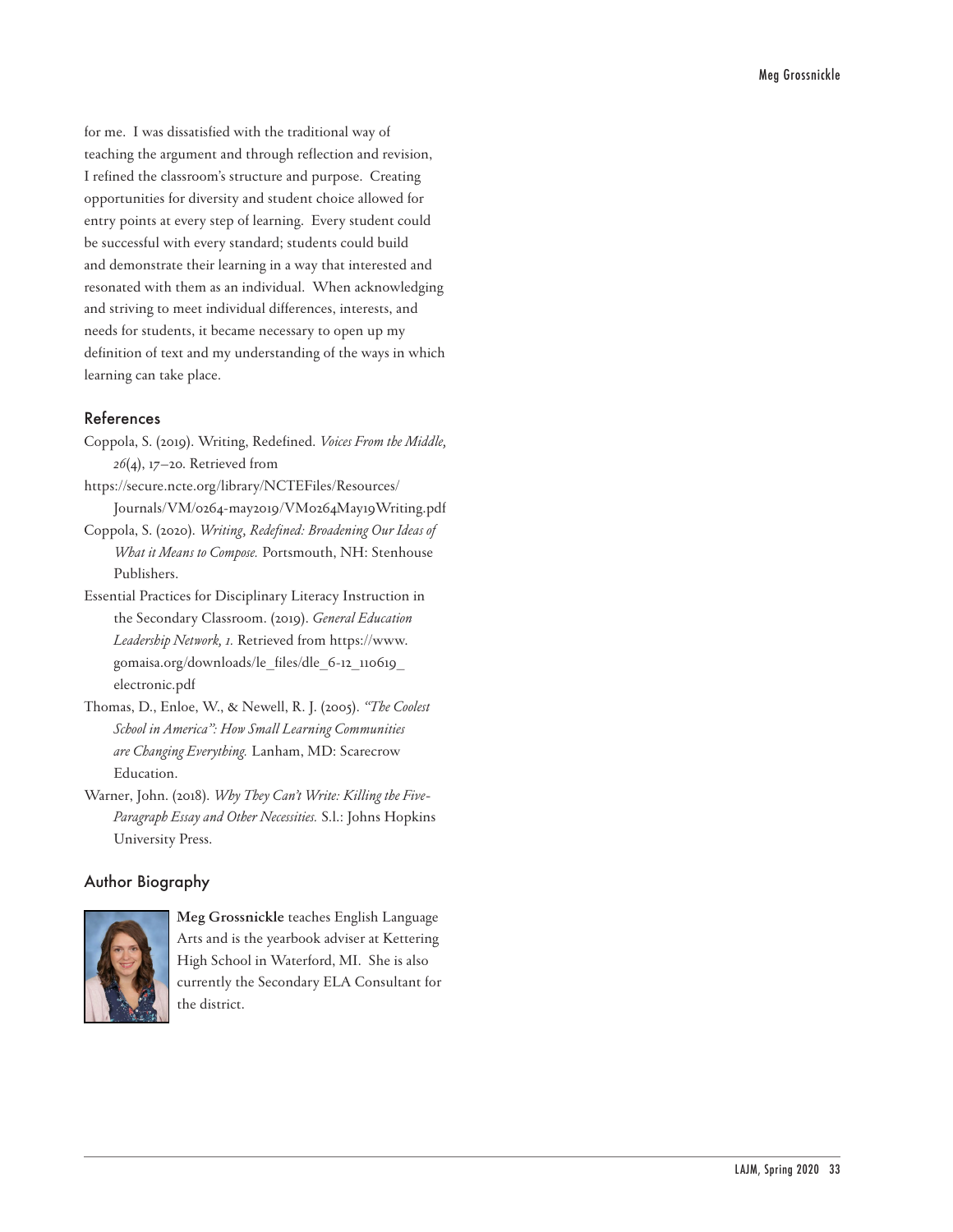for me. I was dissatisfied with the traditional way of teaching the argument and through reflection and revision, I refined the classroom's structure and purpose. Creating opportunities for diversity and student choice allowed for entry points at every step of learning. Every student could be successful with every standard; students could build and demonstrate their learning in a way that interested and resonated with them as an individual. When acknowledging and striving to meet individual differences, interests, and needs for students, it became necessary to open up my definition of text and my understanding of the ways in which learning can take place.

## References

Coppola, S. (2019). Writing, Redefined. *Voices From the Middle, 26*(4), 17–20. Retrieved from https://secure.ncte.org/library/NCTEFiles/Resources/Journals/VM/0264-may2019/VM0264May19Writing.pdf

Coppola, S. (2020). *Writing, Redefined: Broadening Our Ideas of What it Means to Compose.* Portsmouth, NH: Stenhouse Publishers.

Essential Practices for Disciplinary Literacy Instruction in the Secondary Classroom. (2019). *General Education Leadership Network, 1.* Retrieved from https://www.gomaisa.org/downloads/le_files/dle_6-12_110619_electronic.pdf

Thomas, D., Enloe, W., & Newell, R. J. (2005). *"The Coolest School in America": How Small Learning Communities are Changing Everything.* Lanham, MD: Scarecrow Education.

Warner, John. (2018). *Why They Can't Write: Killing the Five-Paragraph Essay and Other Necessities.* S.l.: Johns Hopkins University Press.

## Author Biography

**Meg Grossnickle** teaches English Language Arts and is the yearbook adviser at Kettering High School in Waterford, MI. She is also currently the Secondary ELA Consultant for the district.